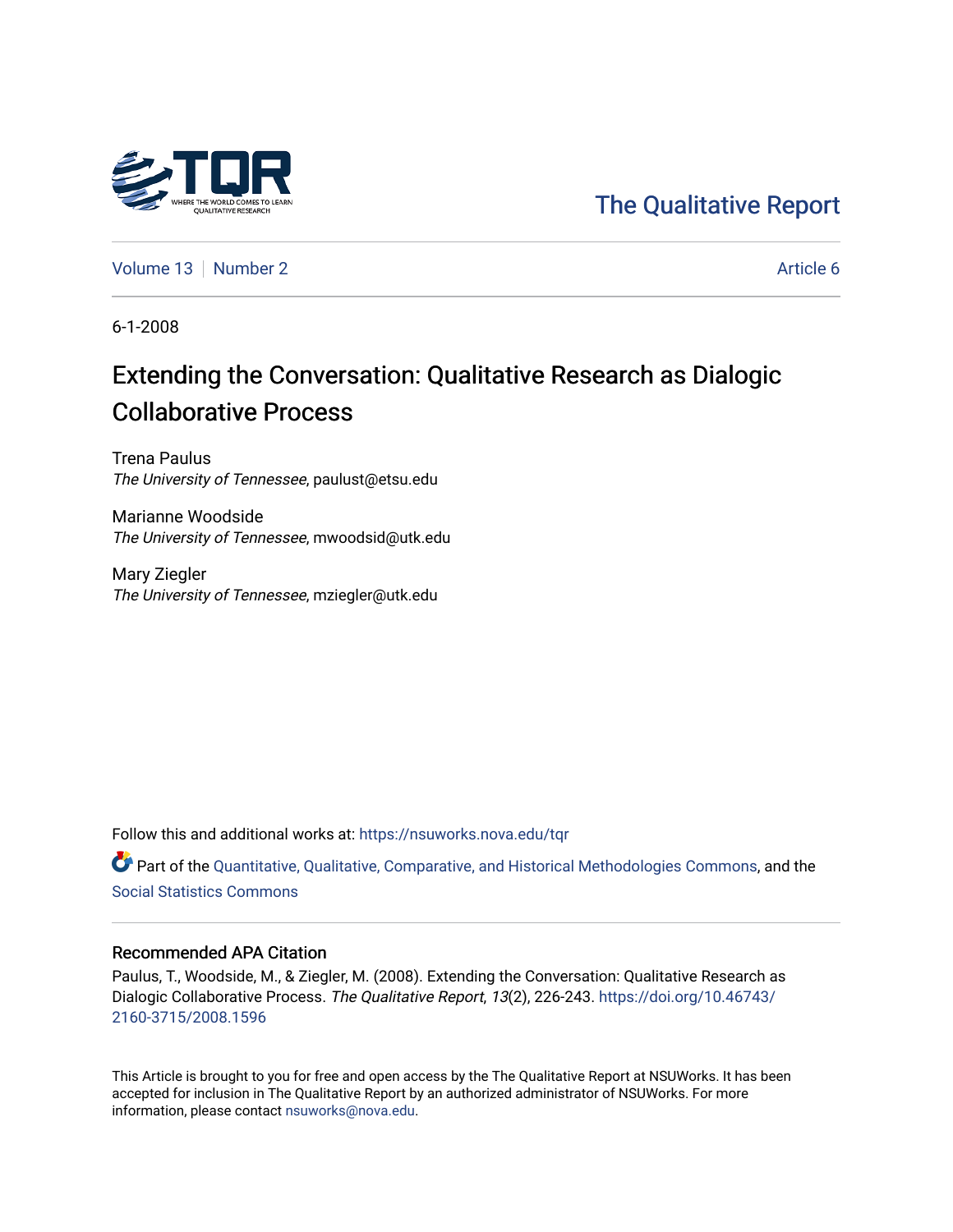The Qualitative Report

Volume 13 | Number 2 | Article 6

6-1-2008

# Extending the Conversation: Qualitative Research as Dialogic Collaborative Process

Trena Paulus
*The University of Tennessee*, paulust@etsu.edu

Marianne Woodside
*The University of Tennessee*, mwoodsid@utk.edu

Mary Ziegler
*The University of Tennessee*, mziegler@utk.edu

Follow this and additional works at: https://nsuworks.nova.edu/tqr

Part of the Quantitative, Qualitative, Comparative, and Historical Methodologies Commons, and the Social Statistics Commons

### Recommended APA Citation

Paulus, T., Woodside, M., & Ziegler, M. (2008). Extending the Conversation: Qualitative Research as Dialogic Collaborative Process. *The Qualitative Report*, *13*(2), 226-243. https://doi.org/10.46743/2160-3715/2008.1596

This Article is brought to you for free and open access by the The Qualitative Report at NSUWorks. It has been accepted for inclusion in The Qualitative Report by an authorized administrator of NSUWorks. For more information, please contact nsuworks@nova.edu.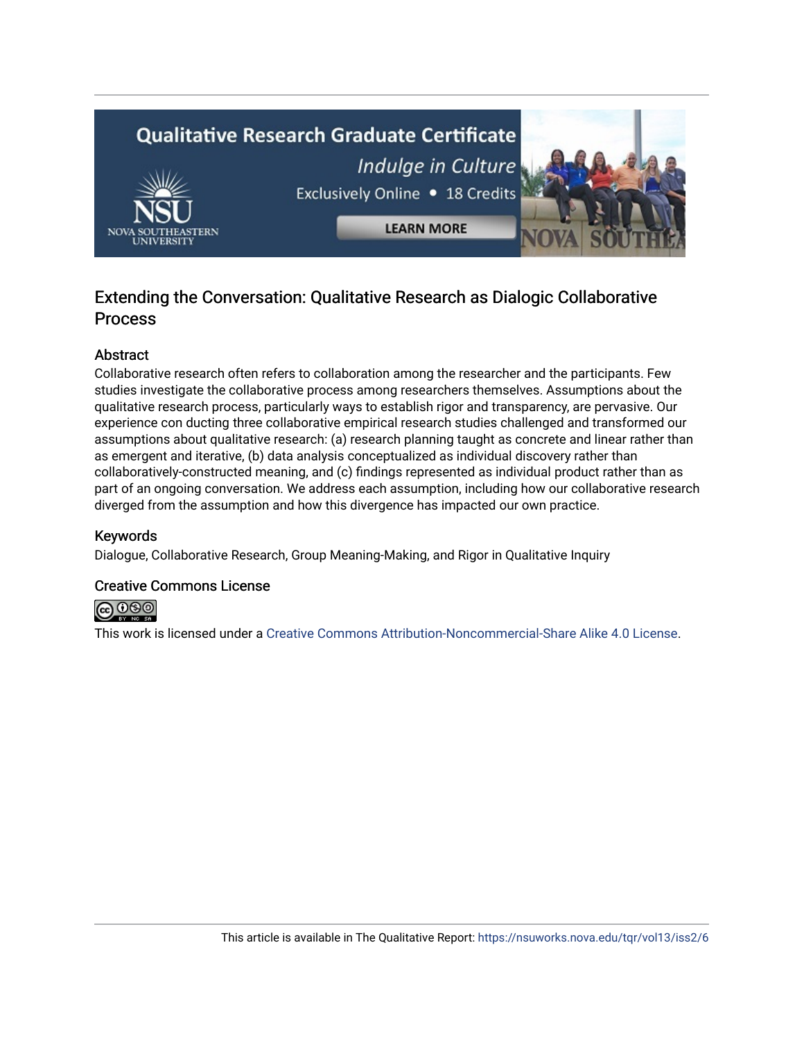# Extending the Conversation: Qualitative Research as Dialogic Collaborative Process

## Abstract

Collaborative research often refers to collaboration among the researcher and the participants. Few studies investigate the collaborative process among researchers themselves. Assumptions about the qualitative research process, particularly ways to establish rigor and transparency, are pervasive. Our experience con ducting three collaborative empirical research studies challenged and transformed our assumptions about qualitative research: (a) research planning taught as concrete and linear rather than as emergent and iterative, (b) data analysis conceptualized as individual discovery rather than collaboratively-constructed meaning, and (c) findings represented as individual product rather than as part of an ongoing conversation. We address each assumption, including how our collaborative research diverged from the assumption and how this divergence has impacted our own practice.

## Keywords

Dialogue, Collaborative Research, Group Meaning-Making, and Rigor in Qualitative Inquiry

## Creative Commons License

This work is licensed under a Creative Commons Attribution-Noncommercial-Share Alike 4.0 License.

This article is available in The Qualitative Report: https://nsuworks.nova.edu/tqr/vol13/iss2/6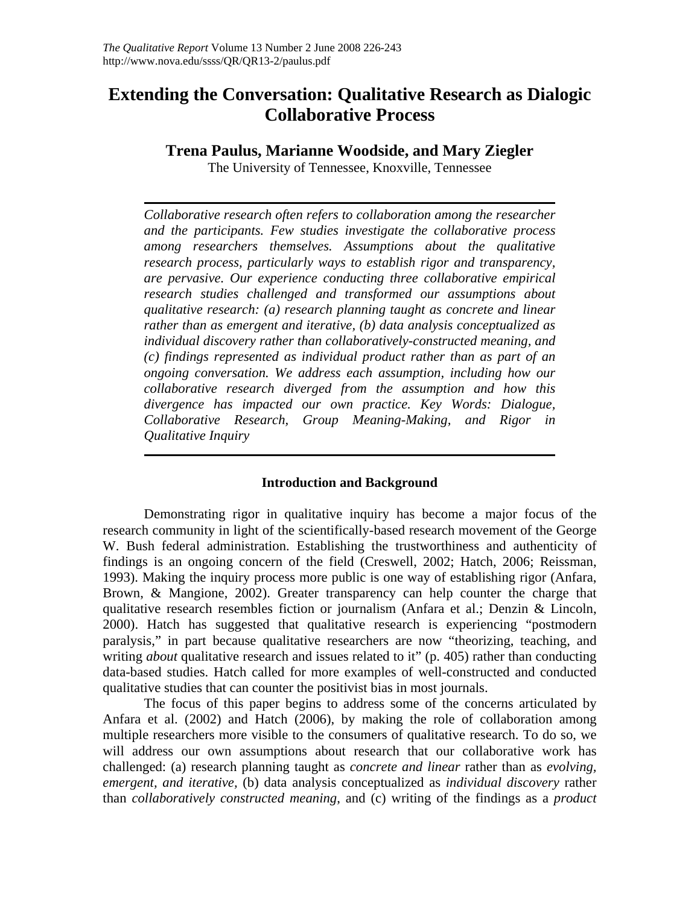# Extending the Conversation: Qualitative Research as Dialogic Collaborative Process

**Trena Paulus, Marianne Woodside, and Mary Ziegler**

The University of Tennessee, Knoxville, Tennessee

---

*Collaborative research often refers to collaboration among the researcher and the participants. Few studies investigate the collaborative process among researchers themselves. Assumptions about the qualitative research process, particularly ways to establish rigor and transparency, are pervasive. Our experience conducting three collaborative empirical research studies challenged and transformed our assumptions about qualitative research: (a) research planning taught as concrete and linear rather than as emergent and iterative, (b) data analysis conceptualized as individual discovery rather than collaboratively-constructed meaning, and (c) findings represented as individual product rather than as part of an ongoing conversation. We address each assumption, including how our collaborative research diverged from the assumption and how this divergence has impacted our own practice. Key Words: Dialogue, Collaborative Research, Group Meaning-Making, and Rigor in Qualitative Inquiry*

---

## Introduction and Background

Demonstrating rigor in qualitative inquiry has become a major focus of the research community in light of the scientifically-based research movement of the George W. Bush federal administration. Establishing the trustworthiness and authenticity of findings is an ongoing concern of the field (Creswell, 2002; Hatch, 2006; Reissman, 1993). Making the inquiry process more public is one way of establishing rigor (Anfara, Brown, & Mangione, 2002). Greater transparency can help counter the charge that qualitative research resembles fiction or journalism (Anfara et al.; Denzin & Lincoln, 2000). Hatch has suggested that qualitative research is experiencing "postmodern paralysis," in part because qualitative researchers are now "theorizing, teaching, and writing *about* qualitative research and issues related to it" (p. 405) rather than conducting data-based studies. Hatch called for more examples of well-constructed and conducted qualitative studies that can counter the positivist bias in most journals.

The focus of this paper begins to address some of the concerns articulated by Anfara et al. (2002) and Hatch (2006), by making the role of collaboration among multiple researchers more visible to the consumers of qualitative research. To do so, we will address our own assumptions about research that our collaborative work has challenged: (a) research planning taught as *concrete and linear* rather than as *evolving, emergent, and iterative,* (b) data analysis conceptualized as *individual discovery* rather than *collaboratively constructed meaning,* and (c) writing of the findings as a *product*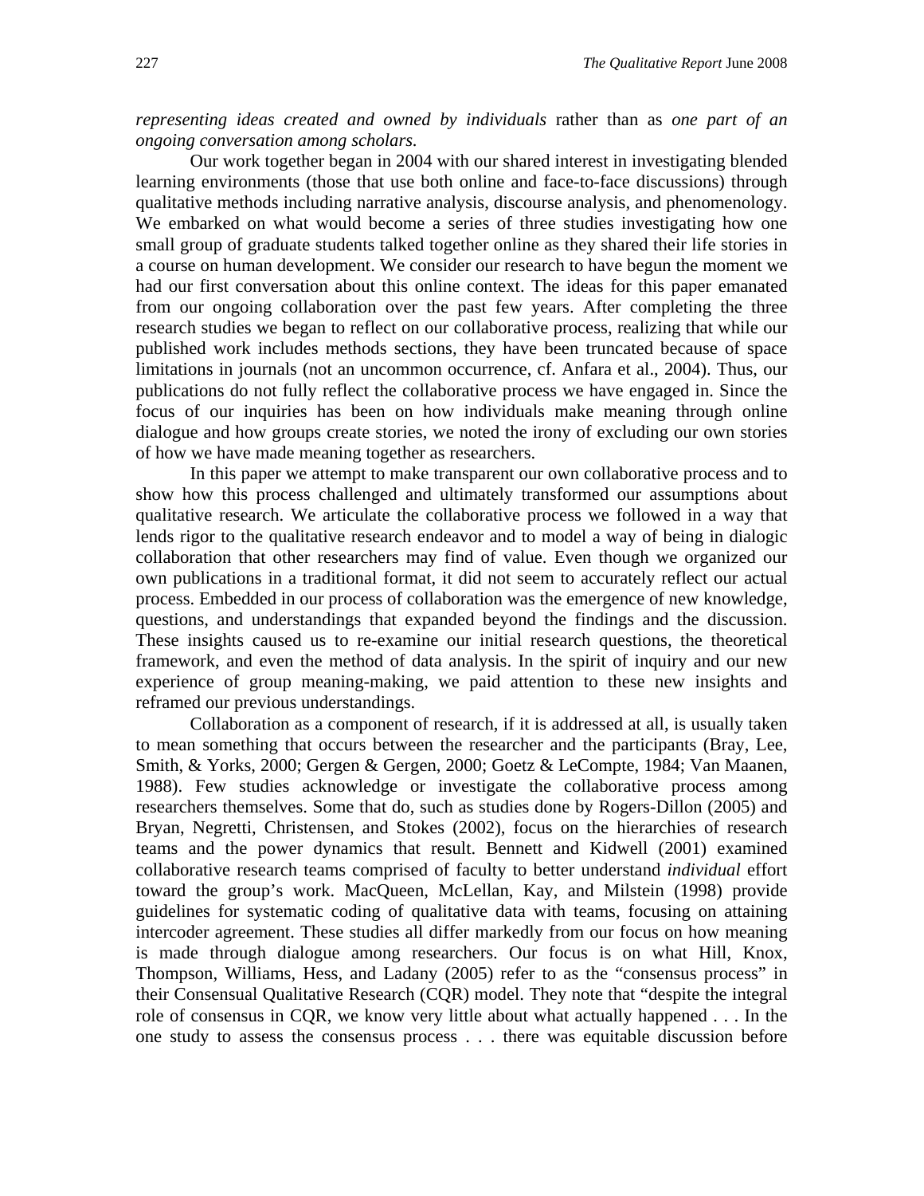*representing ideas created and owned by individuals* rather than as *one part of an ongoing conversation among scholars.*

Our work together began in 2004 with our shared interest in investigating blended learning environments (those that use both online and face-to-face discussions) through qualitative methods including narrative analysis, discourse analysis, and phenomenology. We embarked on what would become a series of three studies investigating how one small group of graduate students talked together online as they shared their life stories in a course on human development. We consider our research to have begun the moment we had our first conversation about this online context. The ideas for this paper emanated from our ongoing collaboration over the past few years. After completing the three research studies we began to reflect on our collaborative process, realizing that while our published work includes methods sections, they have been truncated because of space limitations in journals (not an uncommon occurrence, cf. Anfara et al., 2004). Thus, our publications do not fully reflect the collaborative process we have engaged in. Since the focus of our inquiries has been on how individuals make meaning through online dialogue and how groups create stories, we noted the irony of excluding our own stories of how we have made meaning together as researchers.

In this paper we attempt to make transparent our own collaborative process and to show how this process challenged and ultimately transformed our assumptions about qualitative research. We articulate the collaborative process we followed in a way that lends rigor to the qualitative research endeavor and to model a way of being in dialogic collaboration that other researchers may find of value. Even though we organized our own publications in a traditional format, it did not seem to accurately reflect our actual process. Embedded in our process of collaboration was the emergence of new knowledge, questions, and understandings that expanded beyond the findings and the discussion. These insights caused us to re-examine our initial research questions, the theoretical framework, and even the method of data analysis. In the spirit of inquiry and our new experience of group meaning-making, we paid attention to these new insights and reframed our previous understandings.

Collaboration as a component of research, if it is addressed at all, is usually taken to mean something that occurs between the researcher and the participants (Bray, Lee, Smith, & Yorks, 2000; Gergen & Gergen, 2000; Goetz & LeCompte, 1984; Van Maanen, 1988). Few studies acknowledge or investigate the collaborative process among researchers themselves. Some that do, such as studies done by Rogers-Dillon (2005) and Bryan, Negretti, Christensen, and Stokes (2002), focus on the hierarchies of research teams and the power dynamics that result. Bennett and Kidwell (2001) examined collaborative research teams comprised of faculty to better understand *individual* effort toward the group's work. MacQueen, McLellan, Kay, and Milstein (1998) provide guidelines for systematic coding of qualitative data with teams, focusing on attaining intercoder agreement. These studies all differ markedly from our focus on how meaning is made through dialogue among researchers. Our focus is on what Hill, Knox, Thompson, Williams, Hess, and Ladany (2005) refer to as the "consensus process" in their Consensual Qualitative Research (CQR) model. They note that "despite the integral role of consensus in CQR, we know very little about what actually happened . . . In the one study to assess the consensus process . . . there was equitable discussion before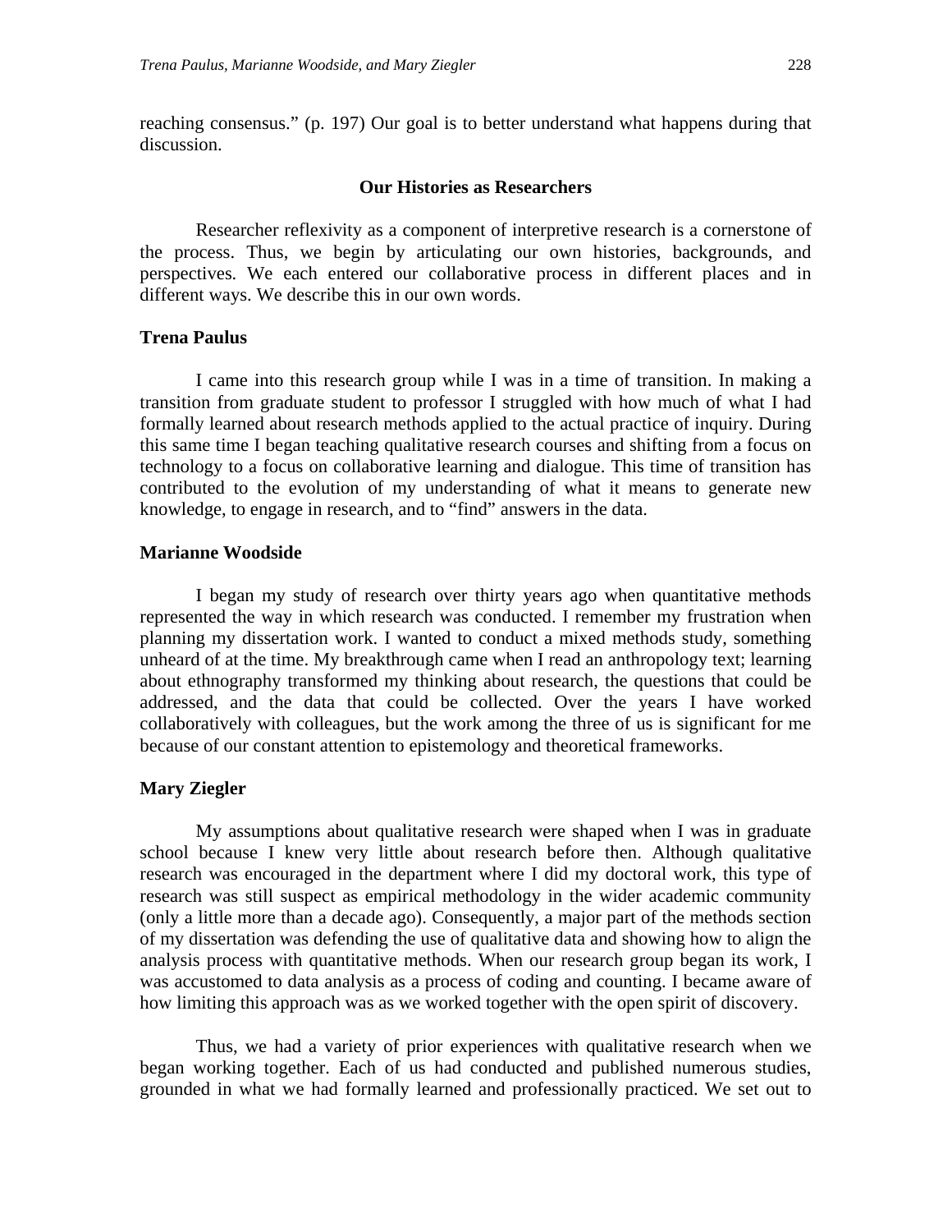reaching consensus." (p. 197) Our goal is to better understand what happens during that discussion.

## Our Histories as Researchers

Researcher reflexivity as a component of interpretive research is a cornerstone of the process. Thus, we begin by articulating our own histories, backgrounds, and perspectives. We each entered our collaborative process in different places and in different ways. We describe this in our own words.

### Trena Paulus

I came into this research group while I was in a time of transition. In making a transition from graduate student to professor I struggled with how much of what I had formally learned about research methods applied to the actual practice of inquiry. During this same time I began teaching qualitative research courses and shifting from a focus on technology to a focus on collaborative learning and dialogue. This time of transition has contributed to the evolution of my understanding of what it means to generate new knowledge, to engage in research, and to "find" answers in the data.

### Marianne Woodside

I began my study of research over thirty years ago when quantitative methods represented the way in which research was conducted. I remember my frustration when planning my dissertation work. I wanted to conduct a mixed methods study, something unheard of at the time. My breakthrough came when I read an anthropology text; learning about ethnography transformed my thinking about research, the questions that could be addressed, and the data that could be collected. Over the years I have worked collaboratively with colleagues, but the work among the three of us is significant for me because of our constant attention to epistemology and theoretical frameworks.

### Mary Ziegler

My assumptions about qualitative research were shaped when I was in graduate school because I knew very little about research before then. Although qualitative research was encouraged in the department where I did my doctoral work, this type of research was still suspect as empirical methodology in the wider academic community (only a little more than a decade ago). Consequently, a major part of the methods section of my dissertation was defending the use of qualitative data and showing how to align the analysis process with quantitative methods. When our research group began its work, I was accustomed to data analysis as a process of coding and counting. I became aware of how limiting this approach was as we worked together with the open spirit of discovery.

Thus, we had a variety of prior experiences with qualitative research when we began working together. Each of us had conducted and published numerous studies, grounded in what we had formally learned and professionally practiced. We set out to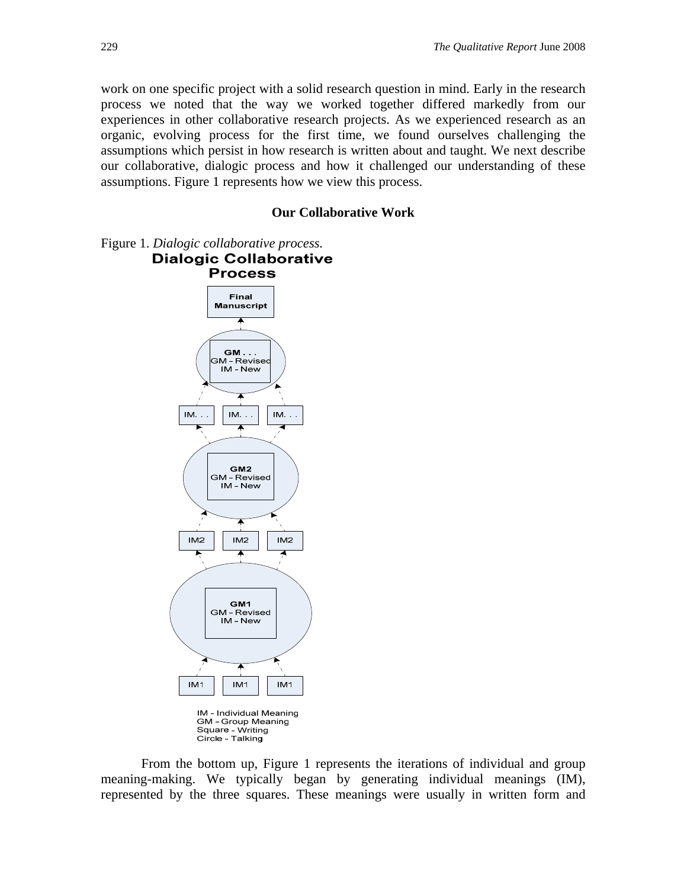work on one specific project with a solid research question in mind. Early in the research process we noted that the way we worked together differed markedly from our experiences in other collaborative research projects. As we experienced research as an organic, evolving process for the first time, we found ourselves challenging the assumptions which persist in how research is written about and taught. We next describe our collaborative, dialogic process and how it challenged our understanding of these assumptions. Figure 1 represents how we view this process.

## Our Collaborative Work

Figure 1. *Dialogic collaborative process.*

**Dialogic Collaborative Process**

**Final Manuscript**

**GM . . .**
GM – Revised
IM - New

IM. . . | IM. . . | IM. . .

**GM2**
GM – Revised
IM – New

IM2 | IM2 | IM2

**GM1**
GM – Revised
IM – New

IM1 | IM1 | IM1

IM - Individual Meaning
GM – Group Meaning
Square – Writing
Circle - Talking

From the bottom up, Figure 1 represents the iterations of individual and group meaning-making. We typically began by generating individual meanings (IM), represented by the three squares. These meanings were usually in written form and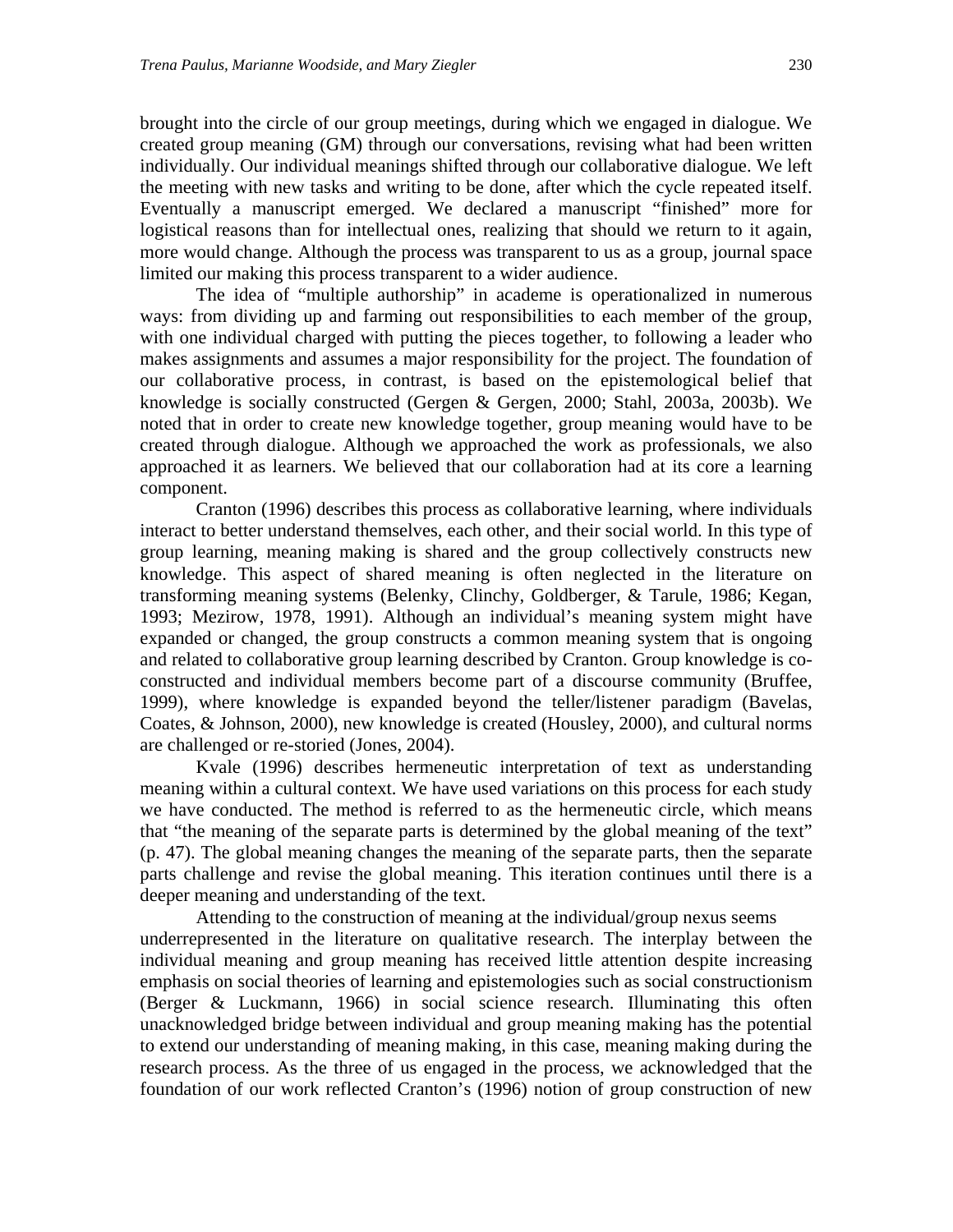brought into the circle of our group meetings, during which we engaged in dialogue. We created group meaning (GM) through our conversations, revising what had been written individually. Our individual meanings shifted through our collaborative dialogue. We left the meeting with new tasks and writing to be done, after which the cycle repeated itself. Eventually a manuscript emerged. We declared a manuscript "finished" more for logistical reasons than for intellectual ones, realizing that should we return to it again, more would change. Although the process was transparent to us as a group, journal space limited our making this process transparent to a wider audience.

The idea of "multiple authorship" in academe is operationalized in numerous ways: from dividing up and farming out responsibilities to each member of the group, with one individual charged with putting the pieces together, to following a leader who makes assignments and assumes a major responsibility for the project. The foundation of our collaborative process, in contrast, is based on the epistemological belief that knowledge is socially constructed (Gergen & Gergen, 2000; Stahl, 2003a, 2003b). We noted that in order to create new knowledge together, group meaning would have to be created through dialogue. Although we approached the work as professionals, we also approached it as learners. We believed that our collaboration had at its core a learning component.

Cranton (1996) describes this process as collaborative learning, where individuals interact to better understand themselves, each other, and their social world. In this type of group learning, meaning making is shared and the group collectively constructs new knowledge. This aspect of shared meaning is often neglected in the literature on transforming meaning systems (Belenky, Clinchy, Goldberger, & Tarule, 1986; Kegan, 1993; Mezirow, 1978, 1991). Although an individual's meaning system might have expanded or changed, the group constructs a common meaning system that is ongoing and related to collaborative group learning described by Cranton. Group knowledge is co-constructed and individual members become part of a discourse community (Bruffee, 1999), where knowledge is expanded beyond the teller/listener paradigm (Bavelas, Coates, & Johnson, 2000), new knowledge is created (Housley, 2000), and cultural norms are challenged or re-storied (Jones, 2004).

Kvale (1996) describes hermeneutic interpretation of text as understanding meaning within a cultural context. We have used variations on this process for each study we have conducted. The method is referred to as the hermeneutic circle, which means that "the meaning of the separate parts is determined by the global meaning of the text" (p. 47). The global meaning changes the meaning of the separate parts, then the separate parts challenge and revise the global meaning. This iteration continues until there is a deeper meaning and understanding of the text.

Attending to the construction of meaning at the individual/group nexus seems underrepresented in the literature on qualitative research. The interplay between the individual meaning and group meaning has received little attention despite increasing emphasis on social theories of learning and epistemologies such as social constructionism (Berger & Luckmann, 1966) in social science research. Illuminating this often unacknowledged bridge between individual and group meaning making has the potential to extend our understanding of meaning making, in this case, meaning making during the research process. As the three of us engaged in the process, we acknowledged that the foundation of our work reflected Cranton's (1996) notion of group construction of new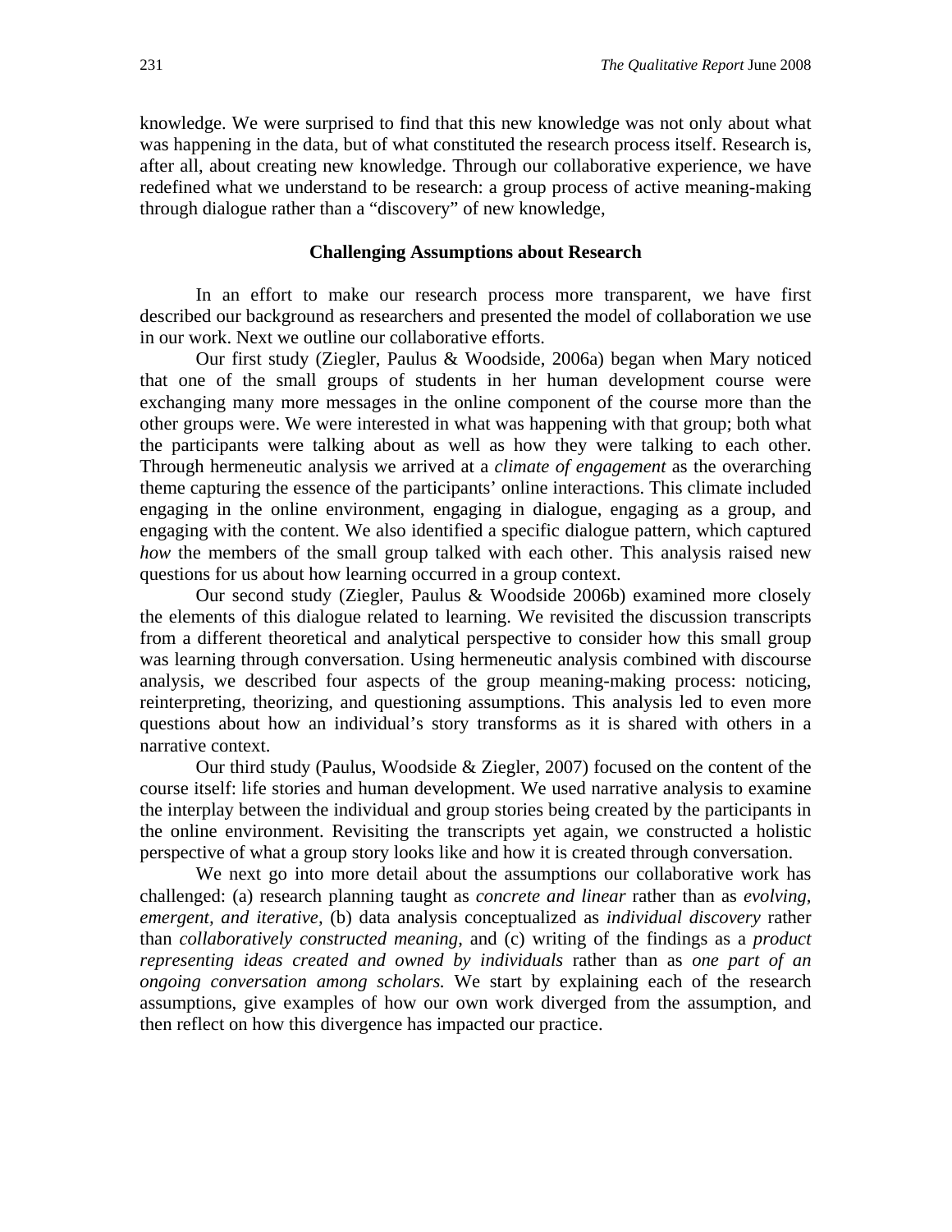knowledge. We were surprised to find that this new knowledge was not only about what was happening in the data, but of what constituted the research process itself. Research is, after all, about creating new knowledge. Through our collaborative experience, we have redefined what we understand to be research: a group process of active meaning-making through dialogue rather than a "discovery" of new knowledge,

## Challenging Assumptions about Research

In an effort to make our research process more transparent, we have first described our background as researchers and presented the model of collaboration we use in our work. Next we outline our collaborative efforts.

Our first study (Ziegler, Paulus & Woodside, 2006a) began when Mary noticed that one of the small groups of students in her human development course were exchanging many more messages in the online component of the course more than the other groups were. We were interested in what was happening with that group; both what the participants were talking about as well as how they were talking to each other. Through hermeneutic analysis we arrived at a *climate of engagement* as the overarching theme capturing the essence of the participants' online interactions. This climate included engaging in the online environment, engaging in dialogue, engaging as a group, and engaging with the content. We also identified a specific dialogue pattern, which captured *how* the members of the small group talked with each other. This analysis raised new questions for us about how learning occurred in a group context.

Our second study (Ziegler, Paulus & Woodside 2006b) examined more closely the elements of this dialogue related to learning. We revisited the discussion transcripts from a different theoretical and analytical perspective to consider how this small group was learning through conversation. Using hermeneutic analysis combined with discourse analysis, we described four aspects of the group meaning-making process: noticing, reinterpreting, theorizing, and questioning assumptions. This analysis led to even more questions about how an individual's story transforms as it is shared with others in a narrative context.

Our third study (Paulus, Woodside & Ziegler, 2007) focused on the content of the course itself: life stories and human development. We used narrative analysis to examine the interplay between the individual and group stories being created by the participants in the online environment. Revisiting the transcripts yet again, we constructed a holistic perspective of what a group story looks like and how it is created through conversation.

We next go into more detail about the assumptions our collaborative work has challenged: (a) research planning taught as *concrete and linear* rather than as *evolving, emergent, and iterative,* (b) data analysis conceptualized as *individual discovery* rather than *collaboratively constructed meaning*, and (c) writing of the findings as a *product representing ideas created and owned by individuals* rather than as *one part of an ongoing conversation among scholars.* We start by explaining each of the research assumptions, give examples of how our own work diverged from the assumption, and then reflect on how this divergence has impacted our practice.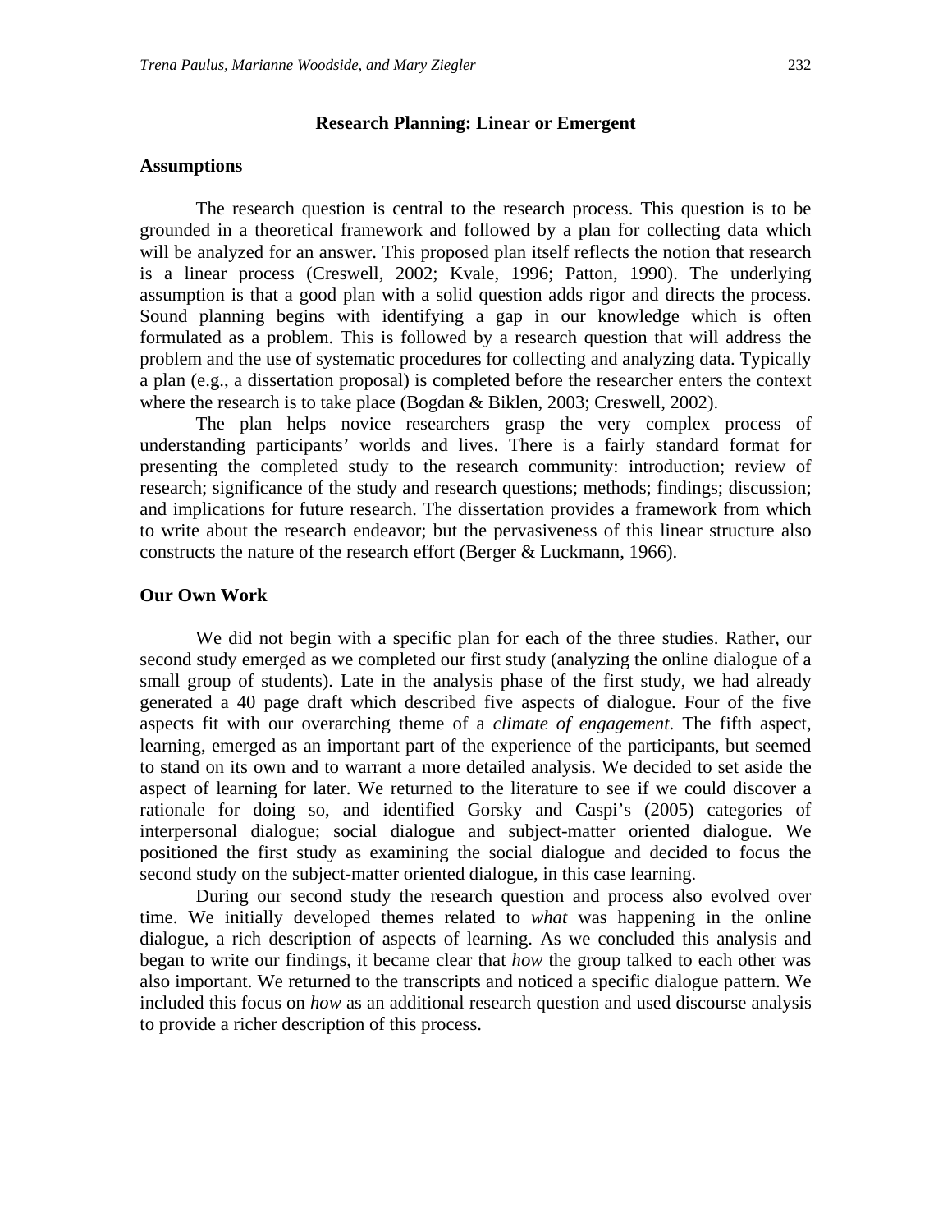## Research Planning: Linear or Emergent

### Assumptions

The research question is central to the research process. This question is to be grounded in a theoretical framework and followed by a plan for collecting data which will be analyzed for an answer. This proposed plan itself reflects the notion that research is a linear process (Creswell, 2002; Kvale, 1996; Patton, 1990). The underlying assumption is that a good plan with a solid question adds rigor and directs the process. Sound planning begins with identifying a gap in our knowledge which is often formulated as a problem. This is followed by a research question that will address the problem and the use of systematic procedures for collecting and analyzing data. Typically a plan (e.g., a dissertation proposal) is completed before the researcher enters the context where the research is to take place (Bogdan & Biklen, 2003; Creswell, 2002).

The plan helps novice researchers grasp the very complex process of understanding participants' worlds and lives. There is a fairly standard format for presenting the completed study to the research community: introduction; review of research; significance of the study and research questions; methods; findings; discussion; and implications for future research. The dissertation provides a framework from which to write about the research endeavor; but the pervasiveness of this linear structure also constructs the nature of the research effort (Berger & Luckmann, 1966).

### Our Own Work

We did not begin with a specific plan for each of the three studies. Rather, our second study emerged as we completed our first study (analyzing the online dialogue of a small group of students). Late in the analysis phase of the first study, we had already generated a 40 page draft which described five aspects of dialogue. Four of the five aspects fit with our overarching theme of a *climate of engagement*. The fifth aspect, learning, emerged as an important part of the experience of the participants, but seemed to stand on its own and to warrant a more detailed analysis. We decided to set aside the aspect of learning for later. We returned to the literature to see if we could discover a rationale for doing so, and identified Gorsky and Caspi's (2005) categories of interpersonal dialogue; social dialogue and subject-matter oriented dialogue. We positioned the first study as examining the social dialogue and decided to focus the second study on the subject-matter oriented dialogue, in this case learning.

During our second study the research question and process also evolved over time. We initially developed themes related to *what* was happening in the online dialogue, a rich description of aspects of learning. As we concluded this analysis and began to write our findings, it became clear that *how* the group talked to each other was also important. We returned to the transcripts and noticed a specific dialogue pattern. We included this focus on *how* as an additional research question and used discourse analysis to provide a richer description of this process.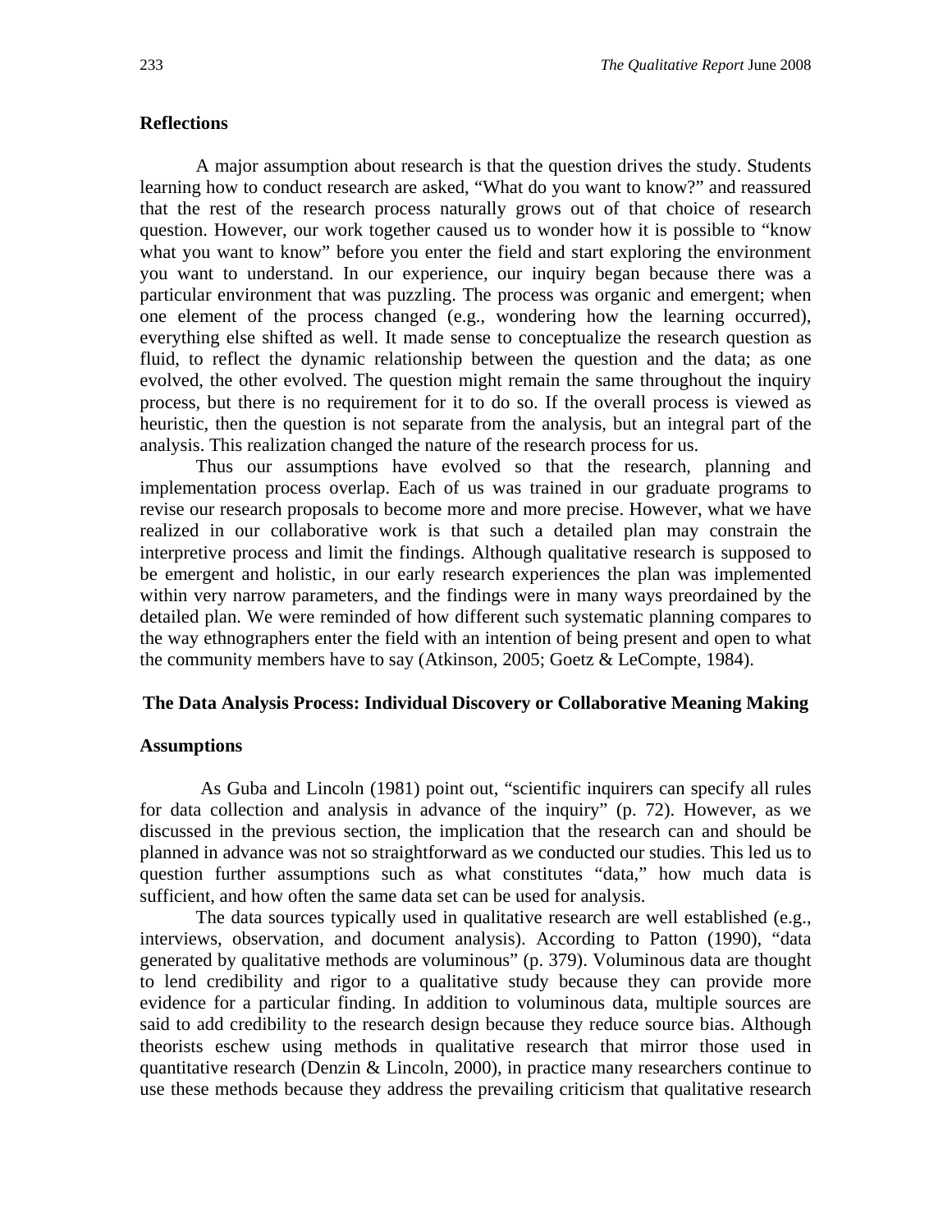### Reflections

A major assumption about research is that the question drives the study. Students learning how to conduct research are asked, "What do you want to know?" and reassured that the rest of the research process naturally grows out of that choice of research question. However, our work together caused us to wonder how it is possible to "know what you want to know" before you enter the field and start exploring the environment you want to understand. In our experience, our inquiry began because there was a particular environment that was puzzling. The process was organic and emergent; when one element of the process changed (e.g., wondering how the learning occurred), everything else shifted as well. It made sense to conceptualize the research question as fluid, to reflect the dynamic relationship between the question and the data; as one evolved, the other evolved. The question might remain the same throughout the inquiry process, but there is no requirement for it to do so. If the overall process is viewed as heuristic, then the question is not separate from the analysis, but an integral part of the analysis. This realization changed the nature of the research process for us.

Thus our assumptions have evolved so that the research, planning and implementation process overlap. Each of us was trained in our graduate programs to revise our research proposals to become more and more precise. However, what we have realized in our collaborative work is that such a detailed plan may constrain the interpretive process and limit the findings. Although qualitative research is supposed to be emergent and holistic, in our early research experiences the plan was implemented within very narrow parameters, and the findings were in many ways preordained by the detailed plan. We were reminded of how different such systematic planning compares to the way ethnographers enter the field with an intention of being present and open to what the community members have to say (Atkinson, 2005; Goetz & LeCompte, 1984).

## The Data Analysis Process: Individual Discovery or Collaborative Meaning Making

### Assumptions

As Guba and Lincoln (1981) point out, "scientific inquirers can specify all rules for data collection and analysis in advance of the inquiry" (p. 72). However, as we discussed in the previous section, the implication that the research can and should be planned in advance was not so straightforward as we conducted our studies. This led us to question further assumptions such as what constitutes "data," how much data is sufficient, and how often the same data set can be used for analysis.

The data sources typically used in qualitative research are well established (e.g., interviews, observation, and document analysis). According to Patton (1990), "data generated by qualitative methods are voluminous" (p. 379). Voluminous data are thought to lend credibility and rigor to a qualitative study because they can provide more evidence for a particular finding. In addition to voluminous data, multiple sources are said to add credibility to the research design because they reduce source bias. Although theorists eschew using methods in qualitative research that mirror those used in quantitative research (Denzin & Lincoln, 2000), in practice many researchers continue to use these methods because they address the prevailing criticism that qualitative research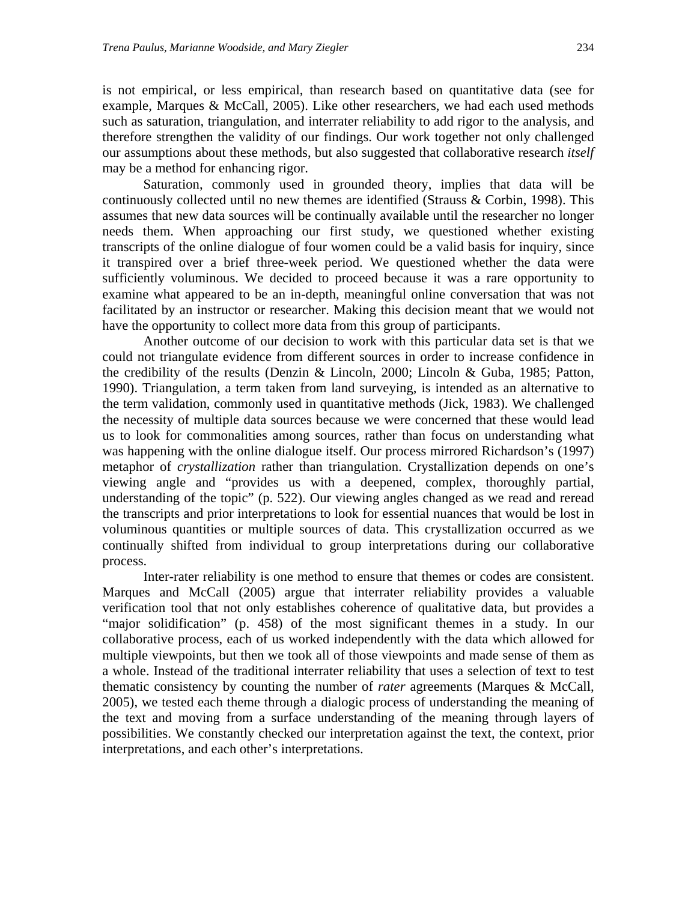is not empirical, or less empirical, than research based on quantitative data (see for example, Marques & McCall, 2005). Like other researchers, we had each used methods such as saturation, triangulation, and interrater reliability to add rigor to the analysis, and therefore strengthen the validity of our findings. Our work together not only challenged our assumptions about these methods, but also suggested that collaborative research *itself* may be a method for enhancing rigor.

Saturation, commonly used in grounded theory, implies that data will be continuously collected until no new themes are identified (Strauss & Corbin, 1998). This assumes that new data sources will be continually available until the researcher no longer needs them. When approaching our first study, we questioned whether existing transcripts of the online dialogue of four women could be a valid basis for inquiry, since it transpired over a brief three-week period. We questioned whether the data were sufficiently voluminous. We decided to proceed because it was a rare opportunity to examine what appeared to be an in-depth, meaningful online conversation that was not facilitated by an instructor or researcher. Making this decision meant that we would not have the opportunity to collect more data from this group of participants.

Another outcome of our decision to work with this particular data set is that we could not triangulate evidence from different sources in order to increase confidence in the credibility of the results (Denzin & Lincoln, 2000; Lincoln & Guba, 1985; Patton, 1990). Triangulation, a term taken from land surveying, is intended as an alternative to the term validation, commonly used in quantitative methods (Jick, 1983). We challenged the necessity of multiple data sources because we were concerned that these would lead us to look for commonalities among sources, rather than focus on understanding what was happening with the online dialogue itself. Our process mirrored Richardson's (1997) metaphor of *crystallization* rather than triangulation. Crystallization depends on one's viewing angle and "provides us with a deepened, complex, thoroughly partial, understanding of the topic" (p. 522). Our viewing angles changed as we read and reread the transcripts and prior interpretations to look for essential nuances that would be lost in voluminous quantities or multiple sources of data. This crystallization occurred as we continually shifted from individual to group interpretations during our collaborative process.

Inter-rater reliability is one method to ensure that themes or codes are consistent. Marques and McCall (2005) argue that interrater reliability provides a valuable verification tool that not only establishes coherence of qualitative data, but provides a "major solidification" (p. 458) of the most significant themes in a study. In our collaborative process, each of us worked independently with the data which allowed for multiple viewpoints, but then we took all of those viewpoints and made sense of them as a whole. Instead of the traditional interrater reliability that uses a selection of text to test thematic consistency by counting the number of *rater* agreements (Marques & McCall, 2005), we tested each theme through a dialogic process of understanding the meaning of the text and moving from a surface understanding of the meaning through layers of possibilities. We constantly checked our interpretation against the text, the context, prior interpretations, and each other's interpretations.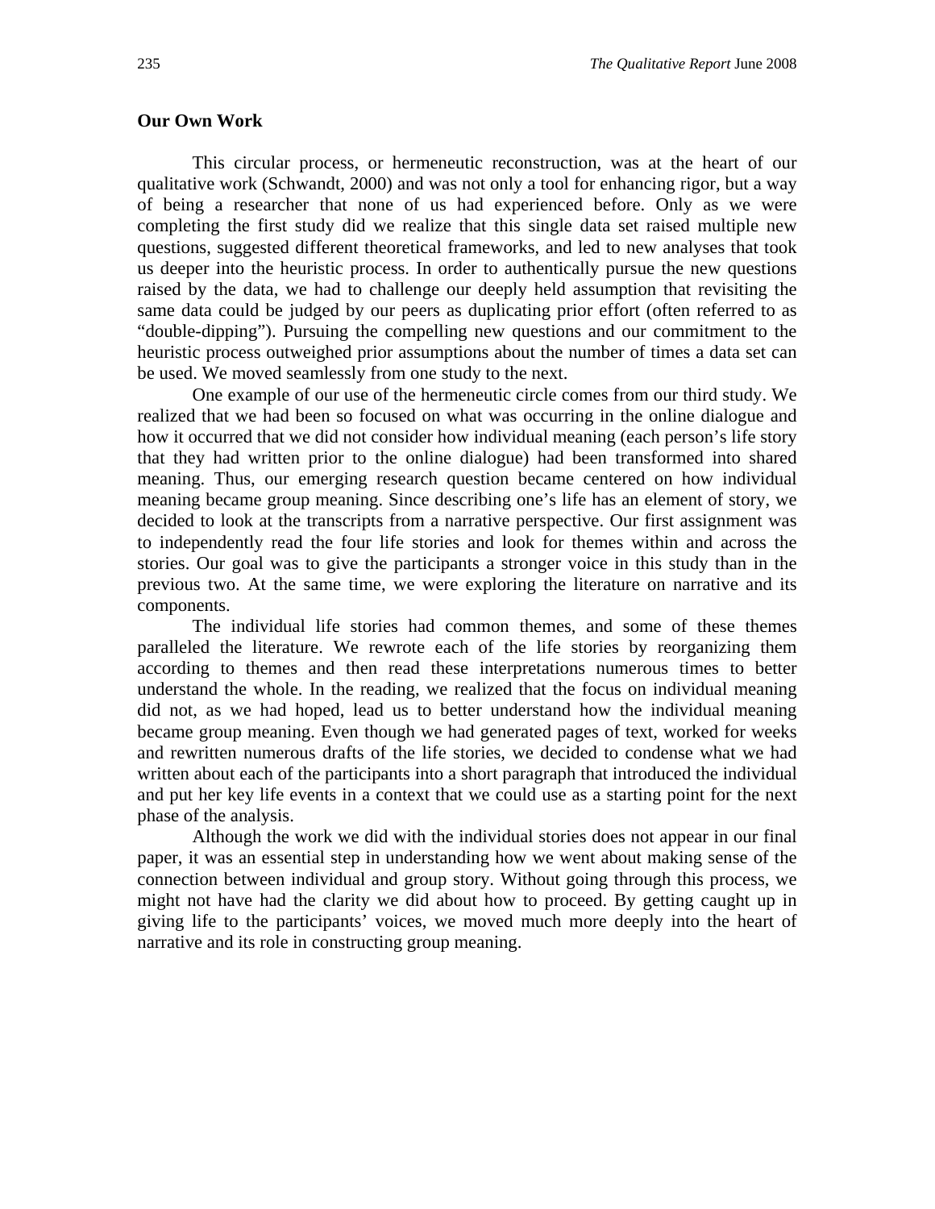## Our Own Work

This circular process, or hermeneutic reconstruction, was at the heart of our qualitative work (Schwandt, 2000) and was not only a tool for enhancing rigor, but a way of being a researcher that none of us had experienced before. Only as we were completing the first study did we realize that this single data set raised multiple new questions, suggested different theoretical frameworks, and led to new analyses that took us deeper into the heuristic process. In order to authentically pursue the new questions raised by the data, we had to challenge our deeply held assumption that revisiting the same data could be judged by our peers as duplicating prior effort (often referred to as "double-dipping"). Pursuing the compelling new questions and our commitment to the heuristic process outweighed prior assumptions about the number of times a data set can be used. We moved seamlessly from one study to the next.

One example of our use of the hermeneutic circle comes from our third study. We realized that we had been so focused on what was occurring in the online dialogue and how it occurred that we did not consider how individual meaning (each person's life story that they had written prior to the online dialogue) had been transformed into shared meaning. Thus, our emerging research question became centered on how individual meaning became group meaning. Since describing one's life has an element of story, we decided to look at the transcripts from a narrative perspective. Our first assignment was to independently read the four life stories and look for themes within and across the stories. Our goal was to give the participants a stronger voice in this study than in the previous two. At the same time, we were exploring the literature on narrative and its components.

The individual life stories had common themes, and some of these themes paralleled the literature. We rewrote each of the life stories by reorganizing them according to themes and then read these interpretations numerous times to better understand the whole. In the reading, we realized that the focus on individual meaning did not, as we had hoped, lead us to better understand how the individual meaning became group meaning. Even though we had generated pages of text, worked for weeks and rewritten numerous drafts of the life stories, we decided to condense what we had written about each of the participants into a short paragraph that introduced the individual and put her key life events in a context that we could use as a starting point for the next phase of the analysis.

Although the work we did with the individual stories does not appear in our final paper, it was an essential step in understanding how we went about making sense of the connection between individual and group story. Without going through this process, we might not have had the clarity we did about how to proceed. By getting caught up in giving life to the participants' voices, we moved much more deeply into the heart of narrative and its role in constructing group meaning.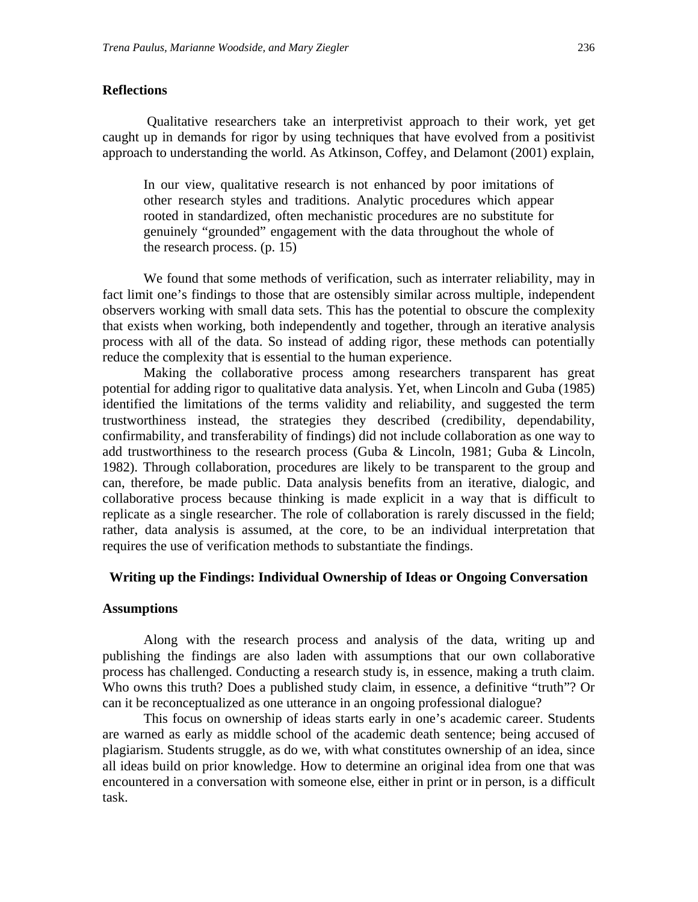### Reflections

Qualitative researchers take an interpretivist approach to their work, yet get caught up in demands for rigor by using techniques that have evolved from a positivist approach to understanding the world. As Atkinson, Coffey, and Delamont (2001) explain,

> In our view, qualitative research is not enhanced by poor imitations of other research styles and traditions. Analytic procedures which appear rooted in standardized, often mechanistic procedures are no substitute for genuinely "grounded" engagement with the data throughout the whole of the research process. (p. 15)

We found that some methods of verification, such as interrater reliability, may in fact limit one's findings to those that are ostensibly similar across multiple, independent observers working with small data sets. This has the potential to obscure the complexity that exists when working, both independently and together, through an iterative analysis process with all of the data. So instead of adding rigor, these methods can potentially reduce the complexity that is essential to the human experience.

Making the collaborative process among researchers transparent has great potential for adding rigor to qualitative data analysis. Yet, when Lincoln and Guba (1985) identified the limitations of the terms validity and reliability, and suggested the term trustworthiness instead, the strategies they described (credibility, dependability, confirmability, and transferability of findings) did not include collaboration as one way to add trustworthiness to the research process (Guba & Lincoln, 1981; Guba & Lincoln, 1982). Through collaboration, procedures are likely to be transparent to the group and can, therefore, be made public. Data analysis benefits from an iterative, dialogic, and collaborative process because thinking is made explicit in a way that is difficult to replicate as a single researcher. The role of collaboration is rarely discussed in the field; rather, data analysis is assumed, at the core, to be an individual interpretation that requires the use of verification methods to substantiate the findings.

## Writing up the Findings: Individual Ownership of Ideas or Ongoing Conversation

### Assumptions

Along with the research process and analysis of the data, writing up and publishing the findings are also laden with assumptions that our own collaborative process has challenged. Conducting a research study is, in essence, making a truth claim. Who owns this truth? Does a published study claim, in essence, a definitive "truth"? Or can it be reconceptualized as one utterance in an ongoing professional dialogue?

This focus on ownership of ideas starts early in one's academic career. Students are warned as early as middle school of the academic death sentence; being accused of plagiarism. Students struggle, as do we, with what constitutes ownership of an idea, since all ideas build on prior knowledge. How to determine an original idea from one that was encountered in a conversation with someone else, either in print or in person, is a difficult task.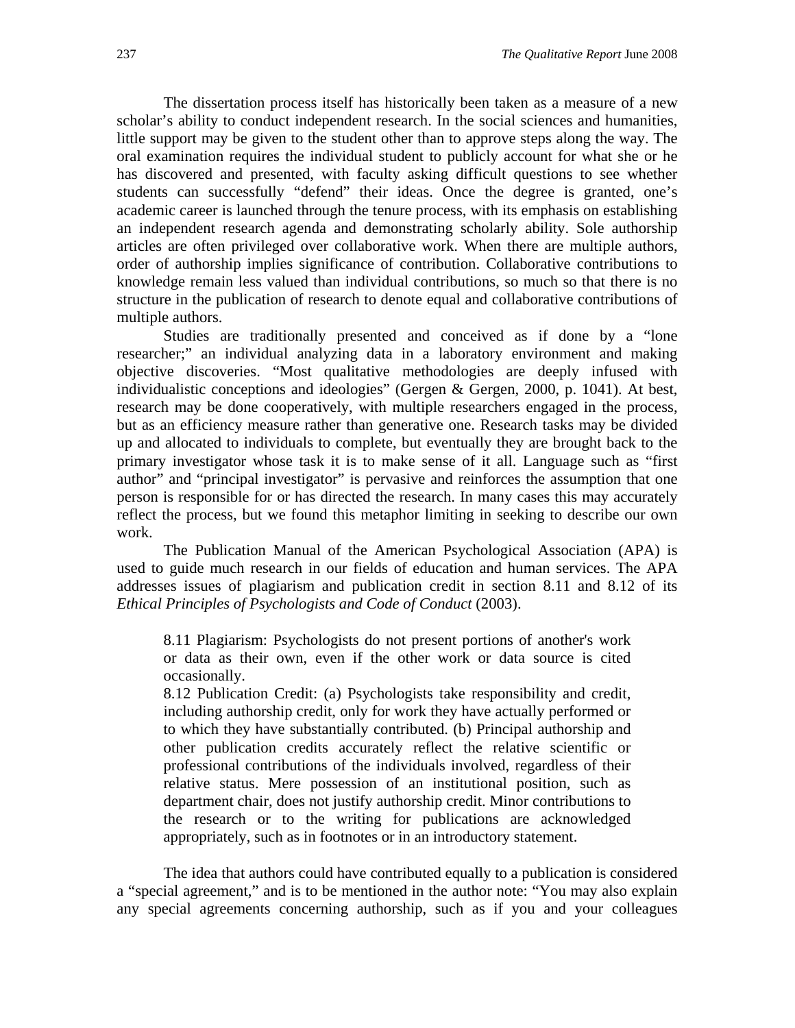The dissertation process itself has historically been taken as a measure of a new scholar's ability to conduct independent research. In the social sciences and humanities, little support may be given to the student other than to approve steps along the way. The oral examination requires the individual student to publicly account for what she or he has discovered and presented, with faculty asking difficult questions to see whether students can successfully "defend" their ideas. Once the degree is granted, one's academic career is launched through the tenure process, with its emphasis on establishing an independent research agenda and demonstrating scholarly ability. Sole authorship articles are often privileged over collaborative work. When there are multiple authors, order of authorship implies significance of contribution. Collaborative contributions to knowledge remain less valued than individual contributions, so much so that there is no structure in the publication of research to denote equal and collaborative contributions of multiple authors.

Studies are traditionally presented and conceived as if done by a "lone researcher;" an individual analyzing data in a laboratory environment and making objective discoveries. "Most qualitative methodologies are deeply infused with individualistic conceptions and ideologies" (Gergen & Gergen, 2000, p. 1041). At best, research may be done cooperatively, with multiple researchers engaged in the process, but as an efficiency measure rather than generative one. Research tasks may be divided up and allocated to individuals to complete, but eventually they are brought back to the primary investigator whose task it is to make sense of it all. Language such as "first author" and "principal investigator" is pervasive and reinforces the assumption that one person is responsible for or has directed the research. In many cases this may accurately reflect the process, but we found this metaphor limiting in seeking to describe our own work.

The Publication Manual of the American Psychological Association (APA) is used to guide much research in our fields of education and human services. The APA addresses issues of plagiarism and publication credit in section 8.11 and 8.12 of its *Ethical Principles of Psychologists and Code of Conduct* (2003).

> 8.11 Plagiarism: Psychologists do not present portions of another's work or data as their own, even if the other work or data source is cited occasionally.
> 8.12 Publication Credit: (a) Psychologists take responsibility and credit, including authorship credit, only for work they have actually performed or to which they have substantially contributed. (b) Principal authorship and other publication credits accurately reflect the relative scientific or professional contributions of the individuals involved, regardless of their relative status. Mere possession of an institutional position, such as department chair, does not justify authorship credit. Minor contributions to the research or to the writing for publications are acknowledged appropriately, such as in footnotes or in an introductory statement.

The idea that authors could have contributed equally to a publication is considered a "special agreement," and is to be mentioned in the author note: "You may also explain any special agreements concerning authorship, such as if you and your colleagues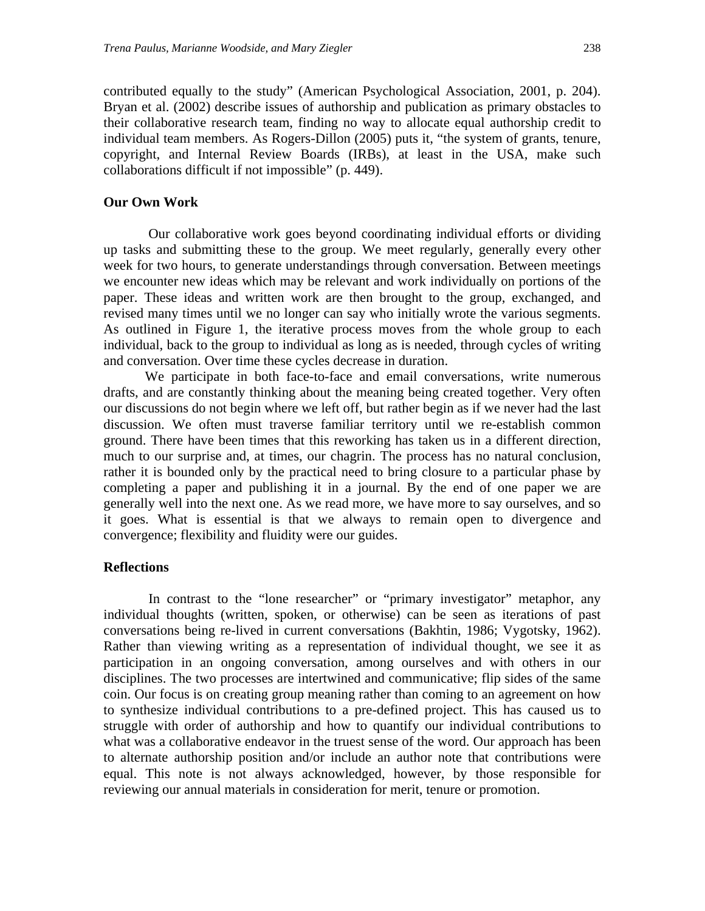contributed equally to the study" (American Psychological Association, 2001, p. 204). Bryan et al. (2002) describe issues of authorship and publication as primary obstacles to their collaborative research team, finding no way to allocate equal authorship credit to individual team members. As Rogers-Dillon (2005) puts it, "the system of grants, tenure, copyright, and Internal Review Boards (IRBs), at least in the USA, make such collaborations difficult if not impossible" (p. 449).

### Our Own Work

Our collaborative work goes beyond coordinating individual efforts or dividing up tasks and submitting these to the group. We meet regularly, generally every other week for two hours, to generate understandings through conversation. Between meetings we encounter new ideas which may be relevant and work individually on portions of the paper. These ideas and written work are then brought to the group, exchanged, and revised many times until we no longer can say who initially wrote the various segments. As outlined in Figure 1, the iterative process moves from the whole group to each individual, back to the group to individual as long as is needed, through cycles of writing and conversation. Over time these cycles decrease in duration.

We participate in both face-to-face and email conversations, write numerous drafts, and are constantly thinking about the meaning being created together. Very often our discussions do not begin where we left off, but rather begin as if we never had the last discussion. We often must traverse familiar territory until we re-establish common ground. There have been times that this reworking has taken us in a different direction, much to our surprise and, at times, our chagrin. The process has no natural conclusion, rather it is bounded only by the practical need to bring closure to a particular phase by completing a paper and publishing it in a journal. By the end of one paper we are generally well into the next one. As we read more, we have more to say ourselves, and so it goes. What is essential is that we always to remain open to divergence and convergence; flexibility and fluidity were our guides.

### Reflections

In contrast to the "lone researcher" or "primary investigator" metaphor, any individual thoughts (written, spoken, or otherwise) can be seen as iterations of past conversations being re-lived in current conversations (Bakhtin, 1986; Vygotsky, 1962). Rather than viewing writing as a representation of individual thought, we see it as participation in an ongoing conversation, among ourselves and with others in our disciplines. The two processes are intertwined and communicative; flip sides of the same coin. Our focus is on creating group meaning rather than coming to an agreement on how to synthesize individual contributions to a pre-defined project. This has caused us to struggle with order of authorship and how to quantify our individual contributions to what was a collaborative endeavor in the truest sense of the word. Our approach has been to alternate authorship position and/or include an author note that contributions were equal. This note is not always acknowledged, however, by those responsible for reviewing our annual materials in consideration for merit, tenure or promotion.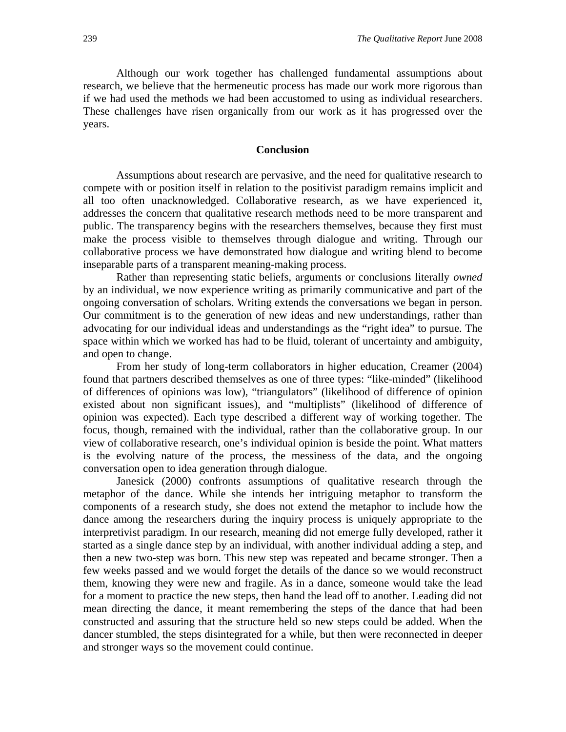Although our work together has challenged fundamental assumptions about research, we believe that the hermeneutic process has made our work more rigorous than if we had used the methods we had been accustomed to using as individual researchers. These challenges have risen organically from our work as it has progressed over the years.

## Conclusion

Assumptions about research are pervasive, and the need for qualitative research to compete with or position itself in relation to the positivist paradigm remains implicit and all too often unacknowledged. Collaborative research, as we have experienced it, addresses the concern that qualitative research methods need to be more transparent and public. The transparency begins with the researchers themselves, because they first must make the process visible to themselves through dialogue and writing. Through our collaborative process we have demonstrated how dialogue and writing blend to become inseparable parts of a transparent meaning-making process.

Rather than representing static beliefs, arguments or conclusions literally *owned* by an individual, we now experience writing as primarily communicative and part of the ongoing conversation of scholars. Writing extends the conversations we began in person. Our commitment is to the generation of new ideas and new understandings, rather than advocating for our individual ideas and understandings as the "right idea" to pursue. The space within which we worked has had to be fluid, tolerant of uncertainty and ambiguity, and open to change.

From her study of long-term collaborators in higher education, Creamer (2004) found that partners described themselves as one of three types: "like-minded" (likelihood of differences of opinions was low), "triangulators" (likelihood of difference of opinion existed about non significant issues), and "multiplists" (likelihood of difference of opinion was expected). Each type described a different way of working together. The focus, though, remained with the individual, rather than the collaborative group. In our view of collaborative research, one's individual opinion is beside the point. What matters is the evolving nature of the process, the messiness of the data, and the ongoing conversation open to idea generation through dialogue.

Janesick (2000) confronts assumptions of qualitative research through the metaphor of the dance. While she intends her intriguing metaphor to transform the components of a research study, she does not extend the metaphor to include how the dance among the researchers during the inquiry process is uniquely appropriate to the interpretivist paradigm. In our research, meaning did not emerge fully developed, rather it started as a single dance step by an individual, with another individual adding a step, and then a new two-step was born. This new step was repeated and became stronger. Then a few weeks passed and we would forget the details of the dance so we would reconstruct them, knowing they were new and fragile. As in a dance, someone would take the lead for a moment to practice the new steps, then hand the lead off to another. Leading did not mean directing the dance, it meant remembering the steps of the dance that had been constructed and assuring that the structure held so new steps could be added. When the dancer stumbled, the steps disintegrated for a while, but then were reconnected in deeper and stronger ways so the movement could continue.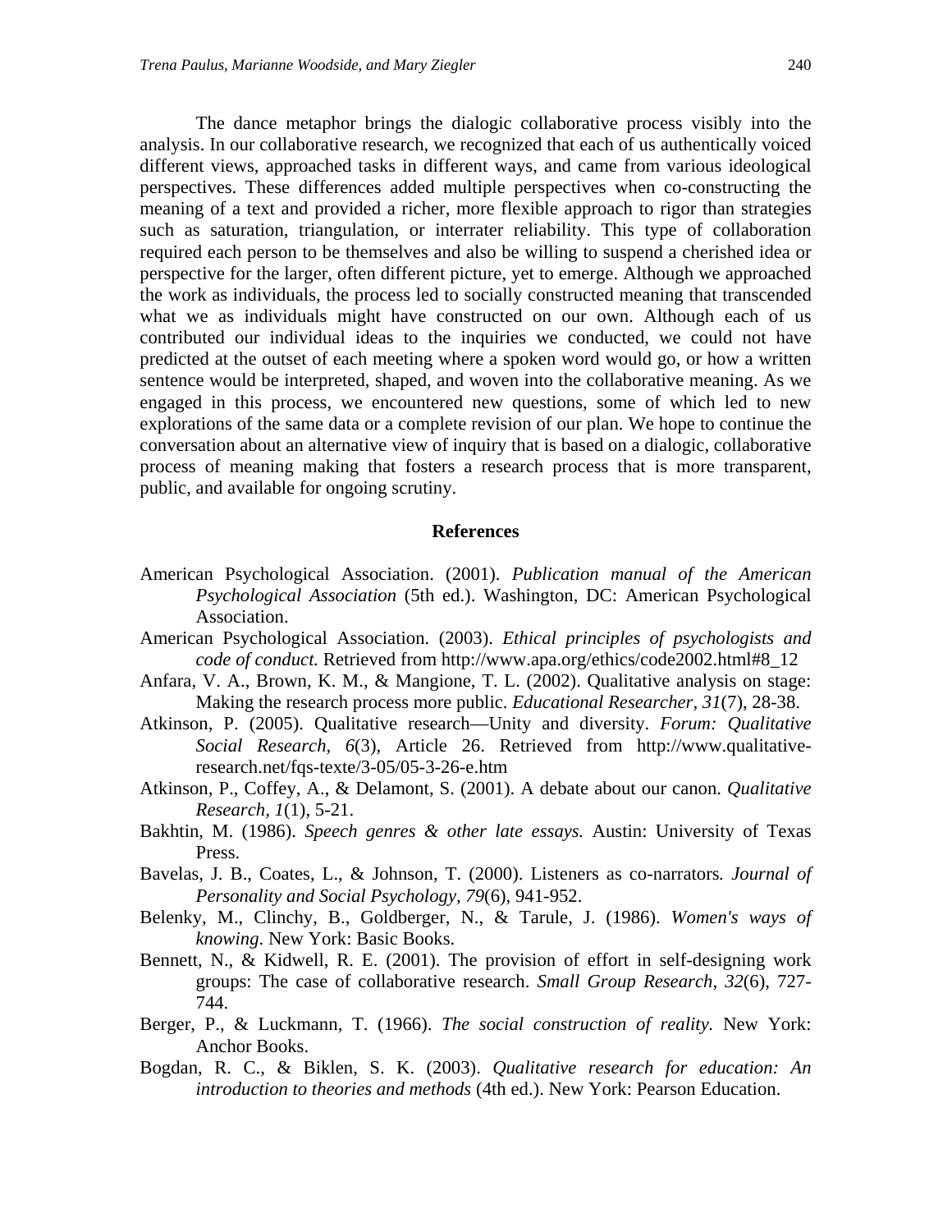The dance metaphor brings the dialogic collaborative process visibly into the analysis. In our collaborative research, we recognized that each of us authentically voiced different views, approached tasks in different ways, and came from various ideological perspectives. These differences added multiple perspectives when co-constructing the meaning of a text and provided a richer, more flexible approach to rigor than strategies such as saturation, triangulation, or interrater reliability. This type of collaboration required each person to be themselves and also be willing to suspend a cherished idea or perspective for the larger, often different picture, yet to emerge. Although we approached the work as individuals, the process led to socially constructed meaning that transcended what we as individuals might have constructed on our own. Although each of us contributed our individual ideas to the inquiries we conducted, we could not have predicted at the outset of each meeting where a spoken word would go, or how a written sentence would be interpreted, shaped, and woven into the collaborative meaning. As we engaged in this process, we encountered new questions, some of which led to new explorations of the same data or a complete revision of our plan. We hope to continue the conversation about an alternative view of inquiry that is based on a dialogic, collaborative process of meaning making that fosters a research process that is more transparent, public, and available for ongoing scrutiny.

## References

American Psychological Association. (2001). *Publication manual of the American Psychological Association* (5th ed.). Washington, DC: American Psychological Association.

American Psychological Association. (2003). *Ethical principles of psychologists and code of conduct.* Retrieved from http://www.apa.org/ethics/code2002.html#8_12

Anfara, V. A., Brown, K. M., & Mangione, T. L. (2002). Qualitative analysis on stage: Making the research process more public. *Educational Researcher*, *31*(7), 28-38.

Atkinson, P. (2005). Qualitative research—Unity and diversity. *Forum: Qualitative Social Research, 6*(3), Article 26. Retrieved from http://www.qualitative-research.net/fqs-texte/3-05/05-3-26-e.htm

Atkinson, P., Coffey, A., & Delamont, S. (2001). A debate about our canon. *Qualitative Research*, *1*(1), 5-21.

Bakhtin, M. (1986). *Speech genres & other late essays.* Austin: University of Texas Press.

Bavelas, J. B., Coates, L., & Johnson, T. (2000). Listeners as co-narrators*. Journal of Personality and Social Psychology, 79*(6), 941-952.

Belenky, M., Clinchy, B., Goldberger, N., & Tarule, J. (1986). *Women's ways of knowing*. New York: Basic Books.

Bennett, N., & Kidwell, R. E. (2001). The provision of effort in self-designing work groups: The case of collaborative research. *Small Group Research*, *32*(6), 727-744.

Berger, P., & Luckmann, T. (1966). *The social construction of reality.* New York: Anchor Books.

Bogdan, R. C., & Biklen, S. K. (2003). *Qualitative research for education: An introduction to theories and methods* (4th ed.). New York: Pearson Education.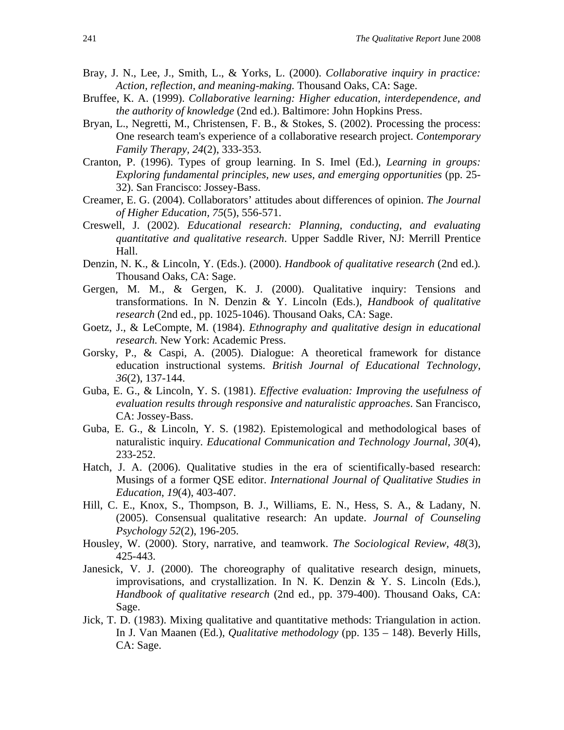Bray, J. N., Lee, J., Smith, L., & Yorks, L. (2000). *Collaborative inquiry in practice: Action, reflection, and meaning-making.* Thousand Oaks, CA: Sage.

Bruffee, K. A. (1999). *Collaborative learning: Higher education, interdependence, and the authority of knowledge* (2nd ed.). Baltimore: John Hopkins Press.

Bryan, L., Negretti, M., Christensen, F. B., & Stokes, S. (2002). Processing the process: One research team's experience of a collaborative research project. *Contemporary Family Therapy, 24*(2), 333-353.

Cranton, P. (1996). Types of group learning. In S. Imel (Ed.), *Learning in groups: Exploring fundamental principles, new uses, and emerging opportunities* (pp. 25-32). San Francisco: Jossey-Bass.

Creamer, E. G. (2004). Collaborators' attitudes about differences of opinion. *The Journal of Higher Education, 75*(5), 556-571.

Creswell, J. (2002). *Educational research: Planning, conducting, and evaluating quantitative and qualitative research*. Upper Saddle River, NJ: Merrill Prentice Hall.

Denzin, N. K., & Lincoln, Y. (Eds.). (2000). *Handbook of qualitative research* (2nd ed.)*.* Thousand Oaks, CA: Sage.

Gergen, M. M., & Gergen, K. J. (2000). Qualitative inquiry: Tensions and transformations. In N. Denzin & Y. Lincoln (Eds.), *Handbook of qualitative research* (2nd ed., pp. 1025-1046). Thousand Oaks, CA: Sage.

Goetz, J., & LeCompte, M. (1984). *Ethnography and qualitative design in educational research.* New York: Academic Press.

Gorsky, P., & Caspi, A. (2005). Dialogue: A theoretical framework for distance education instructional systems. *British Journal of Educational Technology*, *36*(2), 137-144.

Guba, E. G., & Lincoln, Y. S. (1981). *Effective evaluation: Improving the usefulness of evaluation results through responsive and naturalistic approaches*. San Francisco, CA: Jossey-Bass.

Guba, E. G., & Lincoln, Y. S. (1982). Epistemological and methodological bases of naturalistic inquiry. *Educational Communication and Technology Journal*, *30*(4), 233-252.

Hatch, J. A. (2006). Qualitative studies in the era of scientifically-based research: Musings of a former QSE editor. *International Journal of Qualitative Studies in Education*, *19*(4), 403-407.

Hill, C. E., Knox, S., Thompson, B. J., Williams, E. N., Hess, S. A., & Ladany, N. (2005). Consensual qualitative research: An update. *Journal of Counseling Psychology 52*(2), 196-205.

Housley, W. (2000). Story, narrative, and teamwork. *The Sociological Review, 48*(3), 425-443.

Janesick, V. J. (2000). The choreography of qualitative research design, minuets, improvisations, and crystallization. In N. K. Denzin & Y. S. Lincoln (Eds.), *Handbook of qualitative research* (2nd ed., pp. 379-400). Thousand Oaks, CA: Sage.

Jick, T. D. (1983). Mixing qualitative and quantitative methods: Triangulation in action. In J. Van Maanen (Ed.), *Qualitative methodology* (pp. 135 – 148). Beverly Hills, CA: Sage.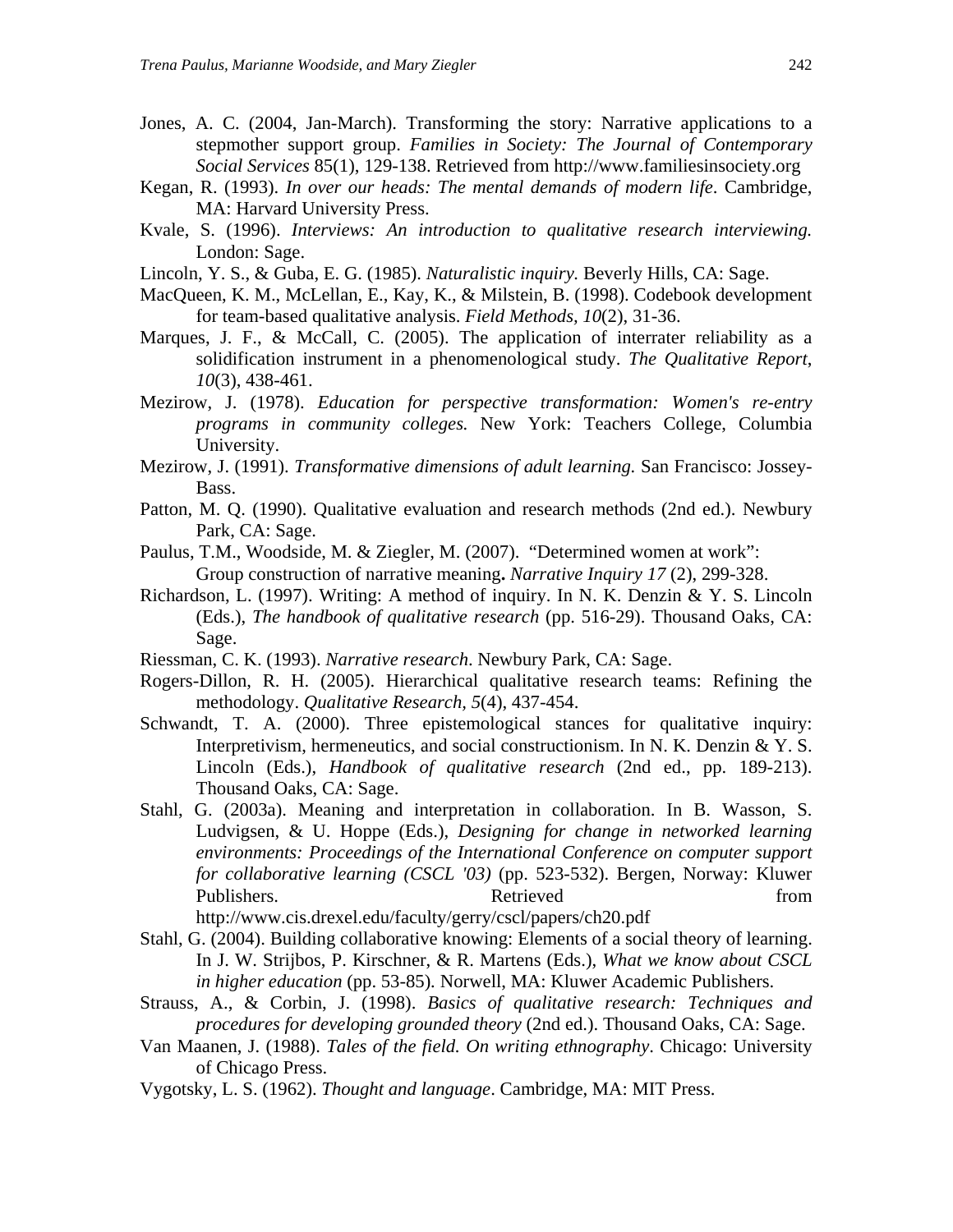Jones, A. C. (2004, Jan-March). Transforming the story: Narrative applications to a stepmother support group. *Families in Society: The Journal of Contemporary Social Services* 85(1), 129-138. Retrieved from http://www.familiesinsociety.org

Kegan, R. (1993). *In over our heads: The mental demands of modern life*. Cambridge, MA: Harvard University Press.

Kvale, S. (1996). *Interviews: An introduction to qualitative research interviewing.* London: Sage.

Lincoln, Y. S., & Guba, E. G. (1985). *Naturalistic inquiry.* Beverly Hills, CA: Sage.

MacQueen, K. M., McLellan, E., Kay, K., & Milstein, B. (1998). Codebook development for team-based qualitative analysis. *Field Methods, 10*(2), 31-36.

Marques, J. F., & McCall, C. (2005). The application of interrater reliability as a solidification instrument in a phenomenological study. *The Qualitative Report*, *10*(3), 438-461.

Mezirow, J. (1978). *Education for perspective transformation: Women's re-entry programs in community colleges.* New York: Teachers College, Columbia University.

Mezirow, J. (1991). *Transformative dimensions of adult learning.* San Francisco: Jossey-Bass.

Patton, M. Q. (1990). Qualitative evaluation and research methods (2nd ed.). Newbury Park, CA: Sage.

Paulus, T.M., Woodside, M. & Ziegler, M. (2007). "Determined women at work": Group construction of narrative meaning**.** *Narrative Inquiry 17* (2), 299-328.

Richardson, L. (1997). Writing: A method of inquiry. In N. K. Denzin & Y. S. Lincoln (Eds.), *The handbook of qualitative research* (pp. 516-29). Thousand Oaks, CA: Sage.

Riessman, C. K. (1993). *Narrative research*. Newbury Park, CA: Sage.

Rogers-Dillon, R. H. (2005). Hierarchical qualitative research teams: Refining the methodology. *Qualitative Research, 5*(4), 437-454.

Schwandt, T. A. (2000). Three epistemological stances for qualitative inquiry: Interpretivism, hermeneutics, and social constructionism. In N. K. Denzin & Y. S. Lincoln (Eds.), *Handbook of qualitative research* (2nd ed., pp. 189-213). Thousand Oaks, CA: Sage.

Stahl, G. (2003a). Meaning and interpretation in collaboration. In B. Wasson, S. Ludvigsen, & U. Hoppe (Eds.), *Designing for change in networked learning environments: Proceedings of the International Conference on computer support for collaborative learning (CSCL '03)* (pp. 523-532). Bergen, Norway: Kluwer Publishers. Retrieved from http://www.cis.drexel.edu/faculty/gerry/cscl/papers/ch20.pdf

Stahl, G. (2004). Building collaborative knowing: Elements of a social theory of learning. In J. W. Strijbos, P. Kirschner, & R. Martens (Eds.), *What we know about CSCL in higher education* (pp. 53-85). Norwell, MA: Kluwer Academic Publishers.

Strauss, A., & Corbin, J. (1998). *Basics of qualitative research: Techniques and procedures for developing grounded theory* (2nd ed.). Thousand Oaks, CA: Sage.

Van Maanen, J. (1988). *Tales of the field. On writing ethnography*. Chicago: University of Chicago Press.

Vygotsky, L. S. (1962). *Thought and language*. Cambridge, MA: MIT Press.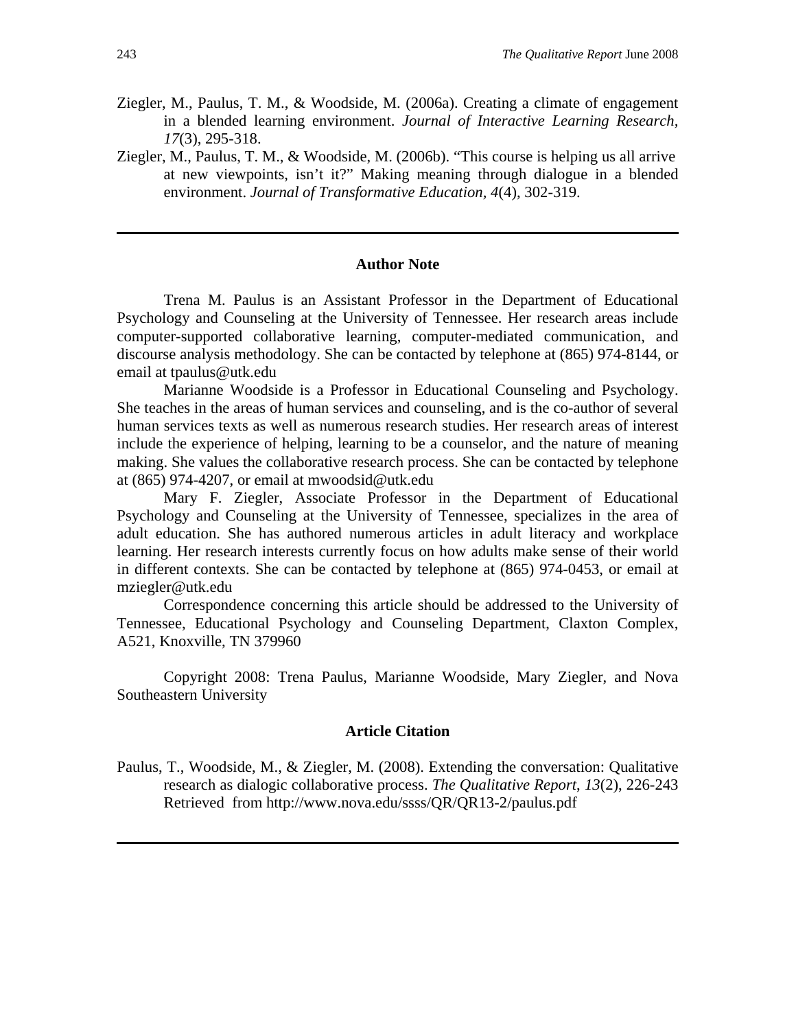Ziegler, M., Paulus, T. M., & Woodside, M. (2006a). Creating a climate of engagement in a blended learning environment. *Journal of Interactive Learning Research, 17*(3), 295-318.

Ziegler, M., Paulus, T. M., & Woodside, M. (2006b). "This course is helping us all arrive at new viewpoints, isn't it?" Making meaning through dialogue in a blended environment. *Journal of Transformative Education, 4*(4), 302-319.

---

## Author Note

Trena M. Paulus is an Assistant Professor in the Department of Educational Psychology and Counseling at the University of Tennessee. Her research areas include computer-supported collaborative learning, computer-mediated communication, and discourse analysis methodology. She can be contacted by telephone at (865) 974-8144, or email at tpaulus@utk.edu

Marianne Woodside is a Professor in Educational Counseling and Psychology. She teaches in the areas of human services and counseling, and is the co-author of several human services texts as well as numerous research studies. Her research areas of interest include the experience of helping, learning to be a counselor, and the nature of meaning making. She values the collaborative research process. She can be contacted by telephone at (865) 974-4207, or email at mwoodsid@utk.edu

Mary F. Ziegler, Associate Professor in the Department of Educational Psychology and Counseling at the University of Tennessee, specializes in the area of adult education. She has authored numerous articles in adult literacy and workplace learning. Her research interests currently focus on how adults make sense of their world in different contexts. She can be contacted by telephone at (865) 974-0453, or email at mziegler@utk.edu

Correspondence concerning this article should be addressed to the University of Tennessee, Educational Psychology and Counseling Department, Claxton Complex, A521, Knoxville, TN 379960

Copyright 2008: Trena Paulus, Marianne Woodside, Mary Ziegler, and Nova Southeastern University

## Article Citation

Paulus, T., Woodside, M., & Ziegler, M. (2008). Extending the conversation: Qualitative research as dialogic collaborative process. *The Qualitative Report, 13*(2), 226-243 Retrieved from http://www.nova.edu/ssss/QR/QR13-2/paulus.pdf

---